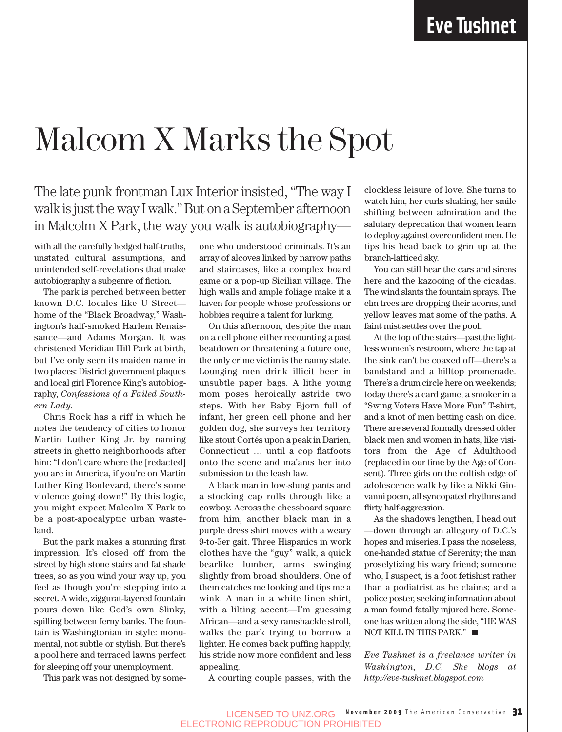Eve Tushnet

# Malcom X Marks the Spot

The late punk frontman Lux Interior insisted, "The way I walk is just the way I walk." But on a September afternoon in Malcolm X Park, the way you walk is autobiography—with all the carefully hedged half-truths, unstated cultural assumptions, and unintended self-revelations that make autobiography a subgenre of fiction.

The park is perched between better known D.C. locales like U Street—home of the "Black Broadway," Washington's half-smoked Harlem Renaissance—and Adams Morgan. It was christened Meridian Hill Park at birth, but I've only seen its maiden name in two places: District government plaques and local girl Florence King's autobiography, *Confessions of a Failed Southern Lady*.

Chris Rock has a riff in which he notes the tendency of cities to honor Martin Luther King Jr. by naming streets in ghetto neighborhoods after him: "I don't care where the [redacted] you are in America, if you're on Martin Luther King Boulevard, there's some violence going down!" By this logic, you might expect Malcolm X Park to be a post-apocalyptic urban wasteland.

But the park makes a stunning first impression. It's closed off from the street by high stone stairs and fat shade trees, so as you wind your way up, you feel as though you're stepping into a secret. A wide, ziggurat-layered fountain pours down like God's own Slinky, spilling between ferny banks. The fountain is Washingtonian in style: monumental, not subtle or stylish. But there's a pool here and terraced lawns perfect for sleeping off your unemployment.

This park was not designed by someone who understood criminals. It's an array of alcoves linked by narrow paths and staircases, like a complex board game or a pop-up Sicilian village. The high walls and ample foliage make it a haven for people whose professions or hobbies require a talent for lurking.

On this afternoon, despite the man on a cell phone either recounting a past beatdown or threatening a future one, the only crime victim is the nanny state. Lounging men drink illicit beer in unsubtle paper bags. A lithe young mom poses heroically astride two steps. With her Baby Bjorn full of infant, her green cell phone and her golden dog, she surveys her territory like stout Cortés upon a peak in Darien, Connecticut … until a cop flatfoots onto the scene and ma'ams her into submission to the leash law.

A black man in low-slung pants and a stocking cap rolls through like a cowboy. Across the chessboard square from him, another black man in a purple dress shirt moves with a weary 9-to-5er gait. Three Hispanics in work clothes have the "guy" walk, a quick bearlike lumber, arms swinging slightly from broad shoulders. One of them catches me looking and tips me a wink. A man in a white linen shirt, with a lilting accent—I'm guessing African—and a sexy ramshackle stroll, walks the park trying to borrow a lighter. He comes back puffing happily, his stride now more confident and less appealing.

A courting couple passes, with the clockless leisure of love. She turns to watch him, her curls shaking, her smile shifting between admiration and the salutary deprecation that women learn to deploy against overconfident men. He tips his head back to grin up at the branch-latticed sky.

You can still hear the cars and sirens here and the kazooing of the cicadas. The wind slants the fountain sprays. The elm trees are dropping their acorns, and yellow leaves mat some of the paths. A faint mist settles over the pool.

At the top of the stairs—past the lightless women's restroom, where the tap at the sink can't be coaxed off—there's a bandstand and a hilltop promenade. There's a drum circle here on weekends; today there's a card game, a smoker in a "Swing Voters Have More Fun" T-shirt, and a knot of men betting cash on dice. There are several formally dressed older black men and women in hats, like visitors from the Age of Adulthood (replaced in our time by the Age of Consent). Three girls on the coltish edge of adolescence walk by like a Nikki Giovanni poem, all syncopated rhythms and flirty half-aggression.

As the shadows lengthen, I head out—down through an allegory of D.C.'s hopes and miseries. I pass the noseless, one-handed statue of Serenity; the man proselytizing his wary friend; someone who, I suspect, is a foot fetishist rather than a podiatrist as he claims; and a police poster, seeking information about a man found fatally injured here. Someone has written along the side, "HE WAS NOT KILL IN THIS PARK." ■

---

*Eve Tushnet is a freelance writer in Washington, D.C. She blogs at http://eve-tushnet.blogspot.com*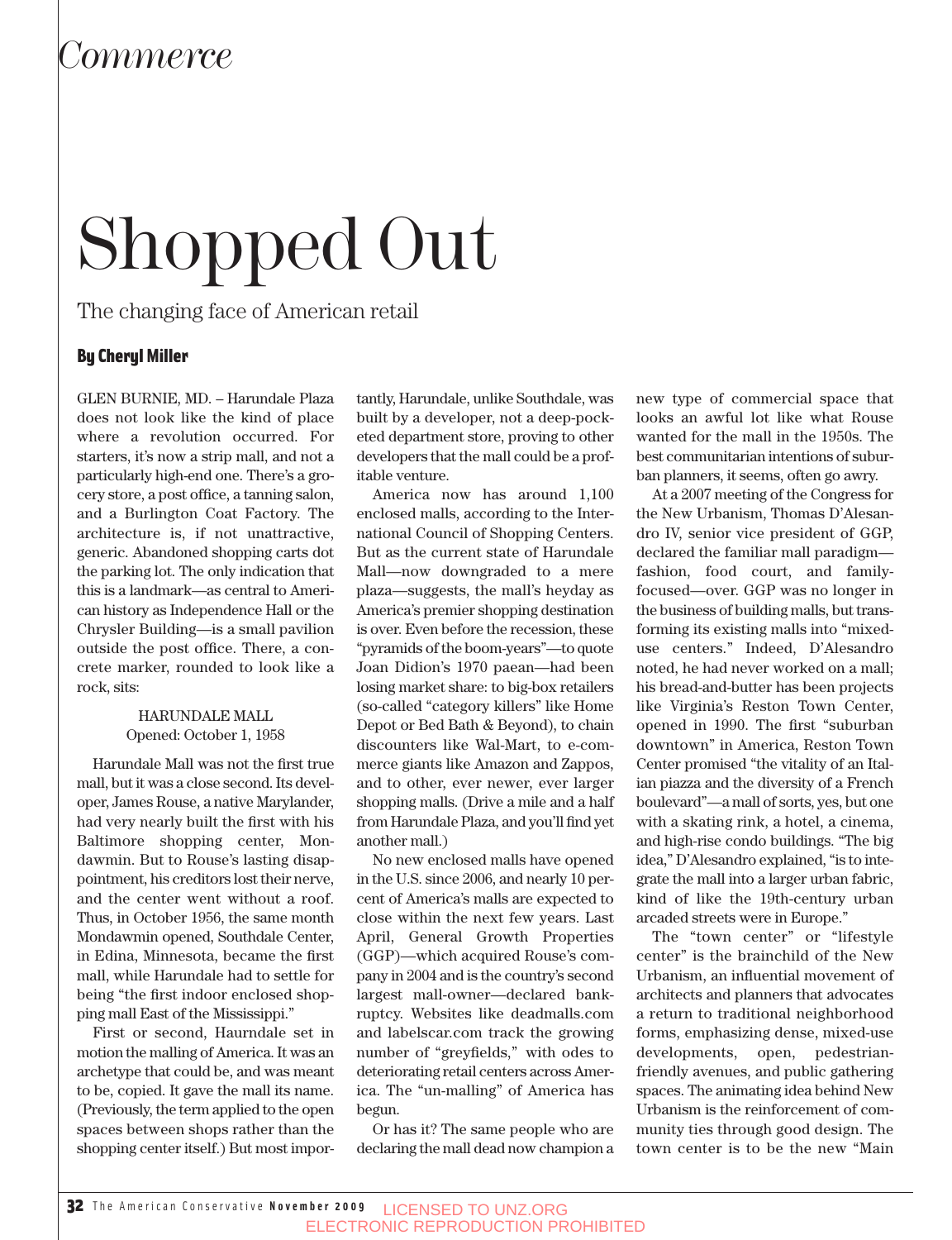# Commerce

# Shopped Out

## The changing face of American retail

**By Cheryl Miller**

GLEN BURNIE, MD. – Harundale Plaza does not look like the kind of place where a revolution occurred. For starters, it's now a strip mall, and not a particularly high-end one. There's a grocery store, a post office, a tanning salon, and a Burlington Coat Factory. The architecture is, if not unattractive, generic. Abandoned shopping carts dot the parking lot. The only indication that this is a landmark—as central to American history as Independence Hall or the Chrysler Building—is a small pavilion outside the post office. There, a concrete marker, rounded to look like a rock, sits:

HARUNDALE MALL
Opened: October 1, 1958

Harundale Mall was not the first true mall, but it was a close second. Its developer, James Rouse, a native Marylander, had very nearly built the first with his Baltimore shopping center, Mondawmin. But to Rouse's lasting disappointment, his creditors lost their nerve, and the center went without a roof. Thus, in October 1956, the same month Mondawmin opened, Southdale Center, in Edina, Minnesota, became the first mall, while Harundale had to settle for being "the first indoor enclosed shopping mall East of the Mississippi."

First or second, Haurndale set in motion the malling of America. It was an archetype that could be, and was meant to be, copied. It gave the mall its name. (Previously, the term applied to the open spaces between shops rather than the shopping center itself.) But most importantly, Harundale, unlike Southdale, was built by a developer, not a deep-pocketed department store, proving to other developers that the mall could be a profitable venture.

America now has around 1,100 enclosed malls, according to the International Council of Shopping Centers. But as the current state of Harundale Mall—now downgraded to a mere plaza—suggests, the mall's heyday as America's premier shopping destination is over. Even before the recession, these "pyramids of the boom-years"—to quote Joan Didion's 1970 paean—had been losing market share: to big-box retailers (so-called "category killers" like Home Depot or Bed Bath & Beyond), to chain discounters like Wal-Mart, to e-commerce giants like Amazon and Zappos, and to other, ever newer, ever larger shopping malls. (Drive a mile and a half from Harundale Plaza, and you'll find yet another mall.)

No new enclosed malls have opened in the U.S. since 2006, and nearly 10 percent of America's malls are expected to close within the next few years. Last April, General Growth Properties (GGP)—which acquired Rouse's company in 2004 and is the country's second largest mall-owner—declared bankruptcy. Websites like deadmalls.com and labelscar.com track the growing number of "greyfields," with odes to deteriorating retail centers across America. The "un-malling" of America has begun.

Or has it? The same people who are declaring the mall dead now champion a new type of commercial space that looks an awful lot like what Rouse wanted for the mall in the 1950s. The best communitarian intentions of suburban planners, it seems, often go awry.

At a 2007 meeting of the Congress for the New Urbanism, Thomas D'Alesandro IV, senior vice president of GGP, declared the familiar mall paradigm—fashion, food court, and family-focused—over. GGP was no longer in the business of building malls, but transforming its existing malls into "mixed-use centers." Indeed, D'Alesandro noted, he had never worked on a mall; his bread-and-butter has been projects like Virginia's Reston Town Center, opened in 1990. The first "suburban downtown" in America, Reston Town Center promised "the vitality of an Italian piazza and the diversity of a French boulevard"—a mall of sorts, yes, but one with a skating rink, a hotel, a cinema, and high-rise condo buildings. "The big idea," D'Alesandro explained, "is to integrate the mall into a larger urban fabric, kind of like the 19th-century urban arcaded streets were in Europe."

The "town center" or "lifestyle center" is the brainchild of the New Urbanism, an influential movement of architects and planners that advocates a return to traditional neighborhood forms, emphasizing dense, mixed-use developments, open, pedestrian-friendly avenues, and public gathering spaces. The animating idea behind New Urbanism is the reinforcement of community ties through good design. The town center is to be the new "Main

LICENSED TO UNZ.ORG
ELECTRONIC REPRODUCTION PROHIBITED